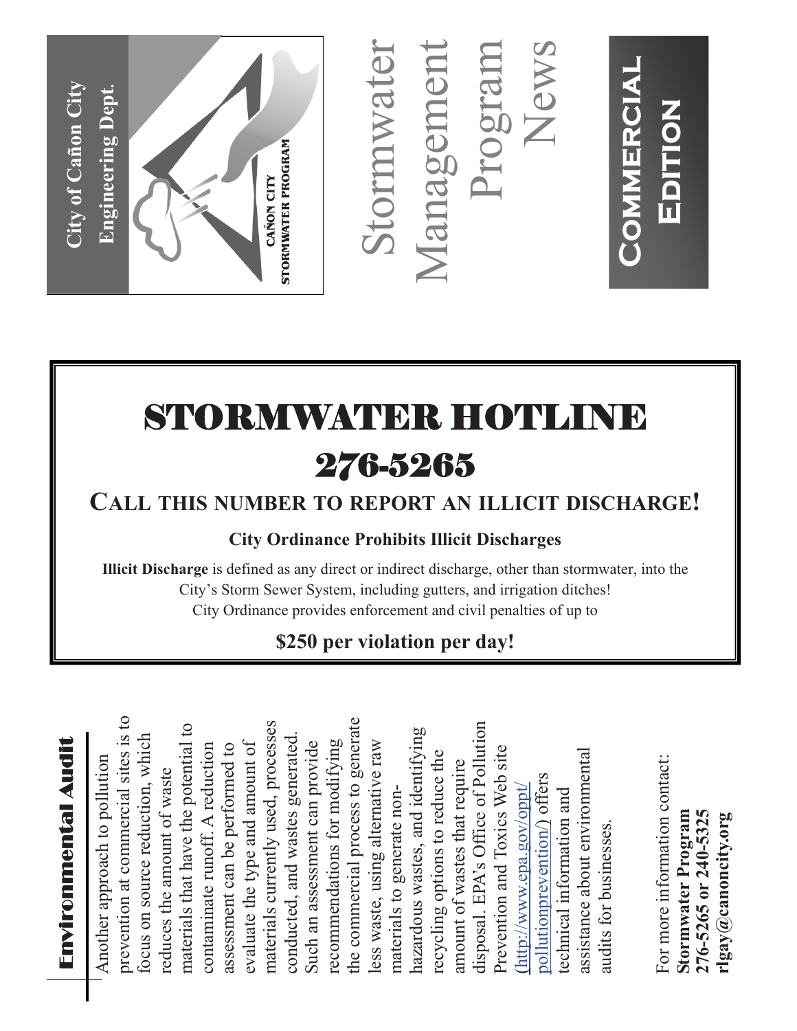**City of Cañon City**
**Engineering Dept.**

CAÑON CITY
STORMWATER PROGRAM

# Stormwater Management Program News

**COMMERCIAL EDITION**

# STORMWATER HOTLINE

# 276-5265

## CALL THIS NUMBER TO REPORT AN ILLICIT DISCHARGE!

**City Ordinance Prohibits Illicit Discharges**

**Illicit Discharge** is defined as any direct or indirect discharge, other than stormwater, into the City's Storm Sewer System, including gutters, and irrigation ditches!
City Ordinance provides enforcement and civil penalties of up to

**$250 per violation per day!**

## Environmental Audit

Another approach to pollution prevention at commercial sites is to focus on source reduction, which reduces the amount of waste materials that have the potential to contaminate runoff. A reduction assessment can be performed to evaluate the type and amount of materials currently used, processes conducted, and wastes generated. Such an assessment can provide recommendations for modifying the commercial process to generate less waste, using alternative raw materials to generate non-hazardous wastes, and identifying recycling options to reduce the amount of wastes that require disposal. EPA's Office of Pollution Prevention and Toxics Web site (http://www.epa.gov/oppt/pollutionprevention/) offers technical information and assistance about environmental audits for businesses.

For more information contact:
**Stormwater Program**
**276-5265 or 240-5325**
**rlgay@canoncity.org**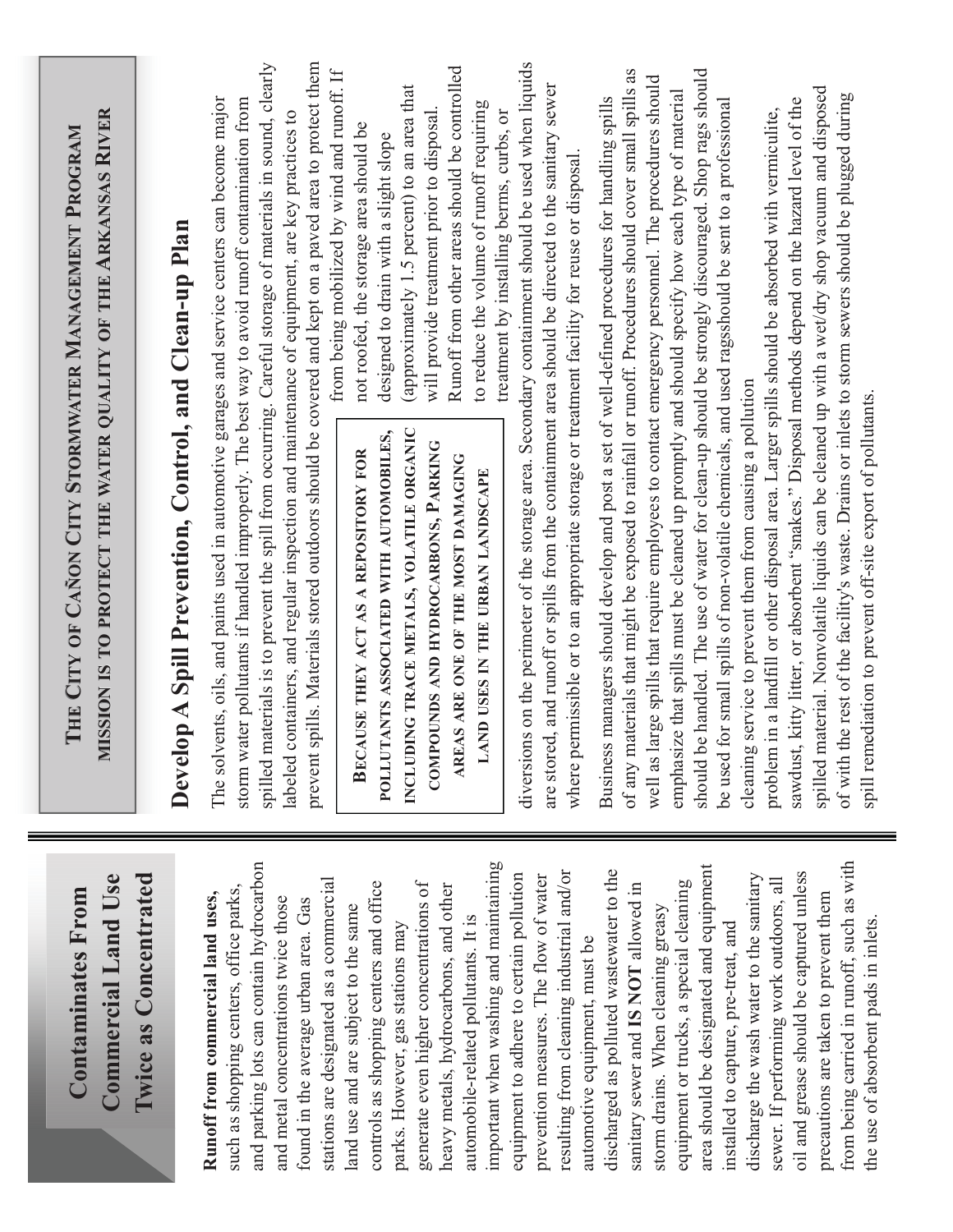## Contaminates From Commercial Land Use Twice as Concentrated

**Runoff from commercial land uses,** such as shopping centers, office parks, and parking lots can contain hydrocarbon and metal concentrations twice those found in the average urban area. Gas stations are designated as a commercial land use and are subject to the same controls as shopping centers and office parks. However, gas stations may generate even higher concentrations of heavy metals, hydrocarbons, and other automobile-related pollutants. It is important when washing and maintaining equipment to adhere to certain pollution prevention measures. The flow of water resulting from cleaning industrial and/or automotive equipment, must be discharged as polluted wastewater to the sanitary sewer and **IS NOT** allowed in storm drains. When cleaning greasy equipment or trucks, a special cleaning area should be designated and equipment installed to capture, pre-treat, and discharge the wash water to the sanitary sewer. If performing work outdoors, all oil and grease should be captured unless precautions are taken to prevent them from being carried in runoff, such as with the use of absorbent pads in inlets.

**The City of Cañon City Stormwater Management Program mission is to protect the water quality of the Arkansas River**

## Develop A Spill Prevention, Control, and Clean-up Plan

The solvents, oils, and paints used in automotive garages and service centers can become major storm water pollutants if handled improperly. The best way to avoid runoff contamination from spilled materials is to prevent the spill from occurring. Careful storage of materials in sound, clearly labeled containers, and regular inspection and maintenance of equipment, are key practices to prevent spills. Materials stored outdoors should be covered and kept on a paved area to protect them from being mobilized by wind and runoff. If not roofed, the storage area should be designed to drain with a slight slope (approximately 1.5 percent) to an area that will provide treatment prior to disposal. Runoff from other areas should be controlled to reduce the volume of runoff requiring treatment by installing berms, curbs, or diversions on the perimeter of the storage area. Secondary containment should be used when liquids are stored, and runoff or spills from the containment area should be directed to the sanitary sewer where permissible or to an appropriate storage or treatment facility for reuse or disposal.

**Because they act as a repository for pollutants associated with automobiles, including trace metals, volatile organic compounds and hydrocarbons, Parking areas are one of the most damaging land uses in the urban landscape**

Business managers should develop and post a set of well-defined procedures for handling spills of any materials that might be exposed to rainfall or runoff. Procedures should cover small spills as well as large spills that require employees to contact emergency personnel. The procedures should emphasize that spills must be cleaned up promptly and should specify how each type of material should be handled. The use of water for clean-up should be strongly discouraged. Shop rags should be used for small spills of non-volatile chemicals, and used ragsshould be sent to a professional cleaning service to prevent them from causing a pollution problem in a landfill or other disposal area. Larger spills should be absorbed with vermiculite, sawdust, kitty litter, or absorbent "snakes." Disposal methods depend on the hazard level of the spilled material. Nonvolatile liquids can be cleaned up with a wet/dry shop vacuum and disposed of with the rest of the facility's waste. Drains or inlets to storm sewers should be plugged during spill remediation to prevent off-site export of pollutants.